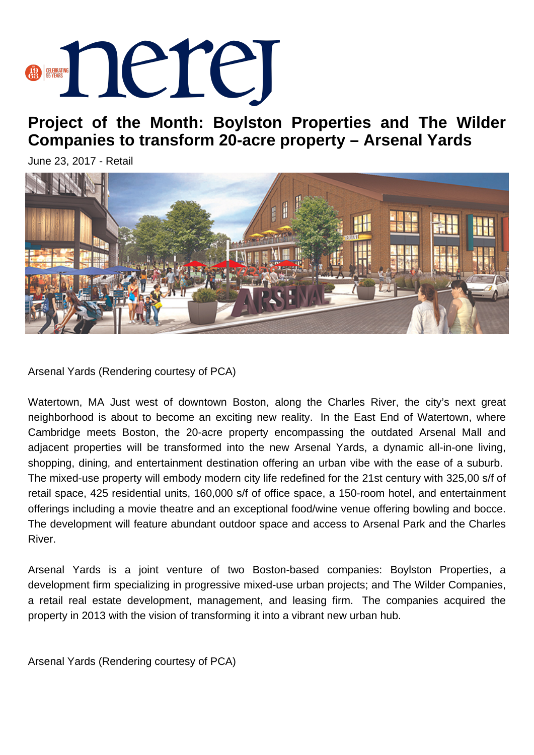# Project of the Month: Boylston Properties and The Wilder Companies to transform 20-acre property – Arsenal Yards

June 23, 2017 - Retail

Arsenal Yards (Rendering courtesy of PCA)

Watertown, MA Just west of downtown Boston, along the Charles River, the city's next great neighborhood is about to become an exciting new reality. In the East End of Watertown, where Cambridge meets Boston, the 20-acre property encompassing the outdated Arsenal Mall and adjacent properties will be transformed into the new Arsenal Yards, a dynamic all-in-one living, shopping, dining, and entertainment destination offering an urban vibe with the ease of a suburb. The mixed-use property will embody modern city life redefined for the 21st century with 325,00 s/f of retail space, 425 residential units, 160,000 s/f of office space, a 150-room hotel, and entertainment offerings including a movie theatre and an exceptional food/wine venue offering bowling and bocce. The development will feature abundant outdoor space and access to Arsenal Park and the Charles River.

Arsenal Yards is a joint venture of two Boston-based companies: Boylston Properties, a development firm specializing in progressive mixed-use urban projects; and The Wilder Companies, a retail real estate development, management, and leasing firm. The companies acquired the property in 2013 with the vision of transforming it into a vibrant new urban hub.

Arsenal Yards (Rendering courtesy of PCA)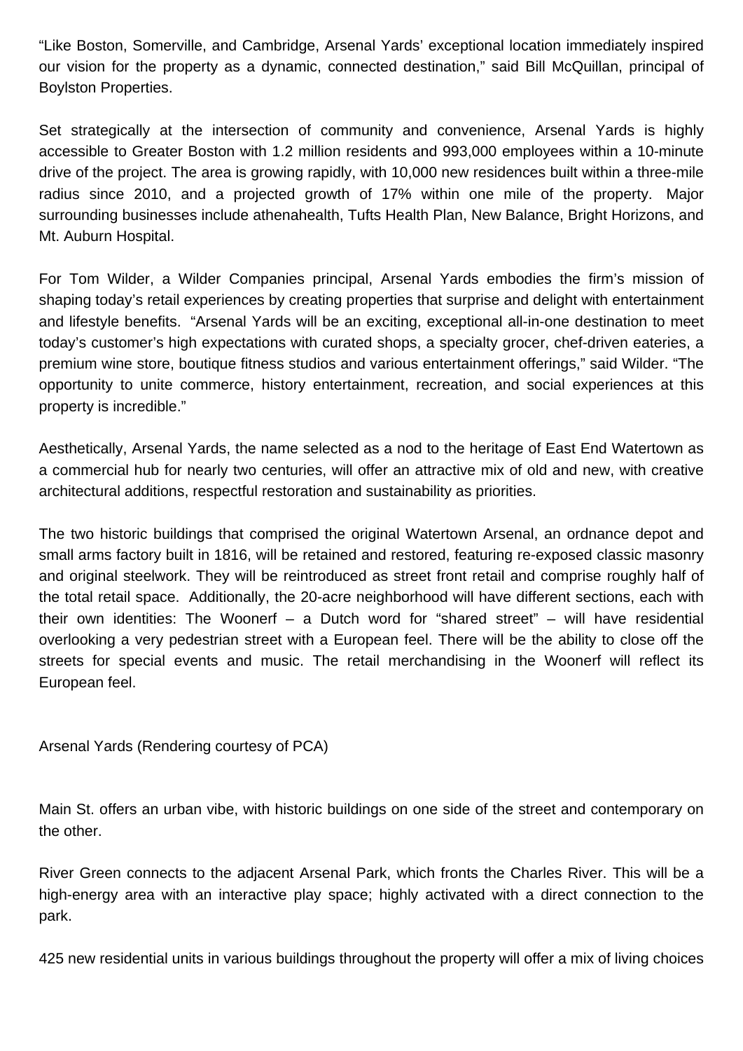"Like Boston, Somerville, and Cambridge, Arsenal Yards' exceptional location immediately inspired our vision for the property as a dynamic, connected destination," said Bill McQuillan, principal of Boylston Properties.

Set strategically at the intersection of community and convenience, Arsenal Yards is highly accessible to Greater Boston with 1.2 million residents and 993,000 employees within a 10-minute drive of the project. The area is growing rapidly, with 10,000 new residences built within a three-mile radius since 2010, and a projected growth of 17% within one mile of the property. Major surrounding businesses include athenahealth, Tufts Health Plan, New Balance, Bright Horizons, and Mt. Auburn Hospital.

For Tom Wilder, a Wilder Companies principal, Arsenal Yards embodies the firm's mission of shaping today's retail experiences by creating properties that surprise and delight with entertainment and lifestyle benefits. "Arsenal Yards will be an exciting, exceptional all-in-one destination to meet today's customer's high expectations with curated shops, a specialty grocer, chef-driven eateries, a premium wine store, boutique fitness studios and various entertainment offerings," said Wilder. "The opportunity to unite commerce, history entertainment, recreation, and social experiences at this property is incredible."

Aesthetically, Arsenal Yards, the name selected as a nod to the heritage of East End Watertown as a commercial hub for nearly two centuries, will offer an attractive mix of old and new, with creative architectural additions, respectful restoration and sustainability as priorities.

The two historic buildings that comprised the original Watertown Arsenal, an ordnance depot and small arms factory built in 1816, will be retained and restored, featuring re-exposed classic masonry and original steelwork. They will be reintroduced as street front retail and comprise roughly half of the total retail space. Additionally, the 20-acre neighborhood will have different sections, each with their own identities: The Woonerf – a Dutch word for "shared street" – will have residential overlooking a very pedestrian street with a European feel. There will be the ability to close off the streets for special events and music. The retail merchandising in the Woonerf will reflect its European feel.

Arsenal Yards (Rendering courtesy of PCA)

Main St. offers an urban vibe, with historic buildings on one side of the street and contemporary on the other.

River Green connects to the adjacent Arsenal Park, which fronts the Charles River. This will be a high-energy area with an interactive play space; highly activated with a direct connection to the park.

425 new residential units in various buildings throughout the property will offer a mix of living choices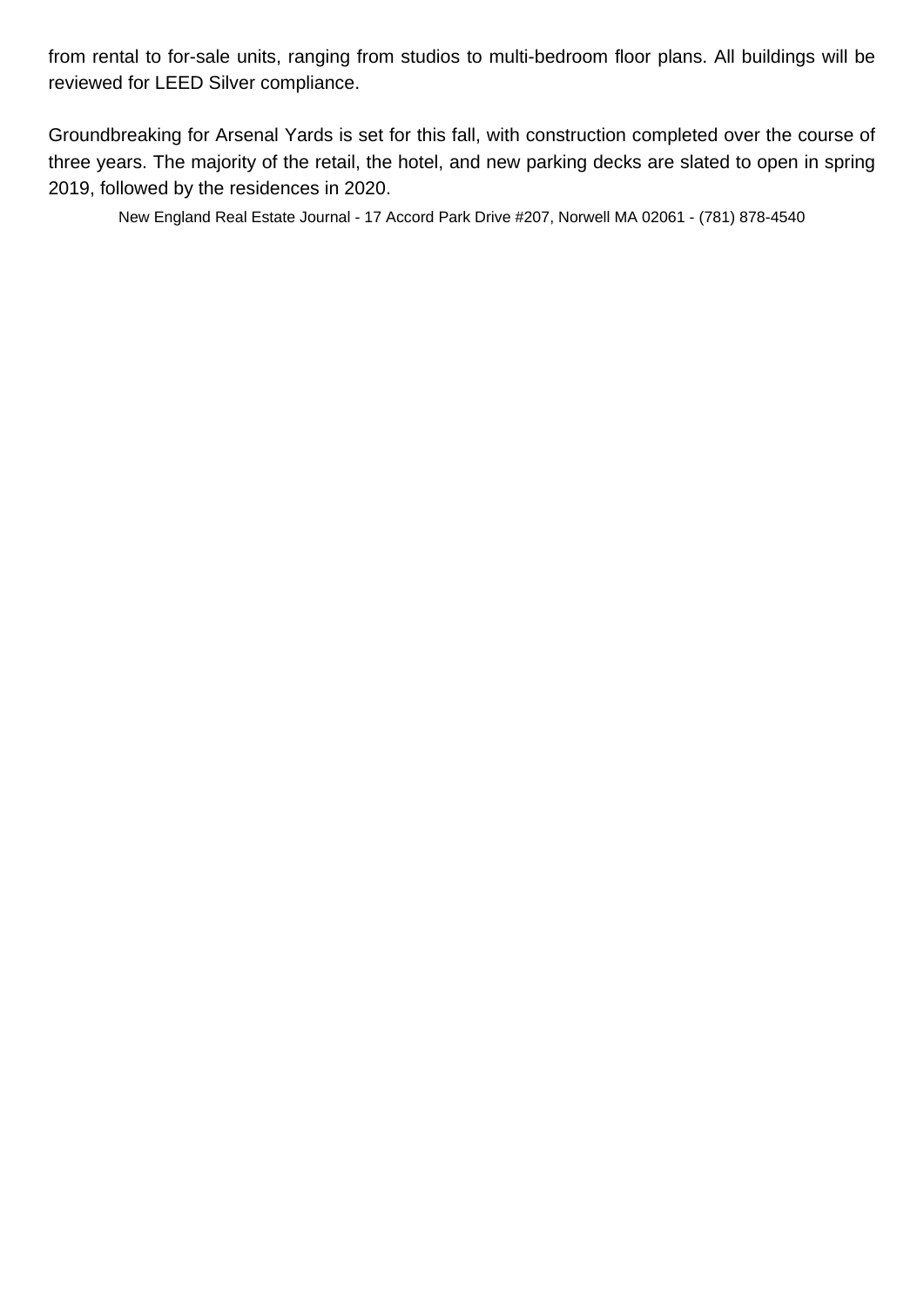from rental to for-sale units, ranging from studios to multi-bedroom floor plans. All buildings will be reviewed for LEED Silver compliance.

Groundbreaking for Arsenal Yards is set for this fall, with construction completed over the course of three years. The majority of the retail, the hotel, and new parking decks are slated to open in spring 2019, followed by the residences in 2020.

New England Real Estate Journal - 17 Accord Park Drive #207, Norwell MA 02061 - (781) 878-4540